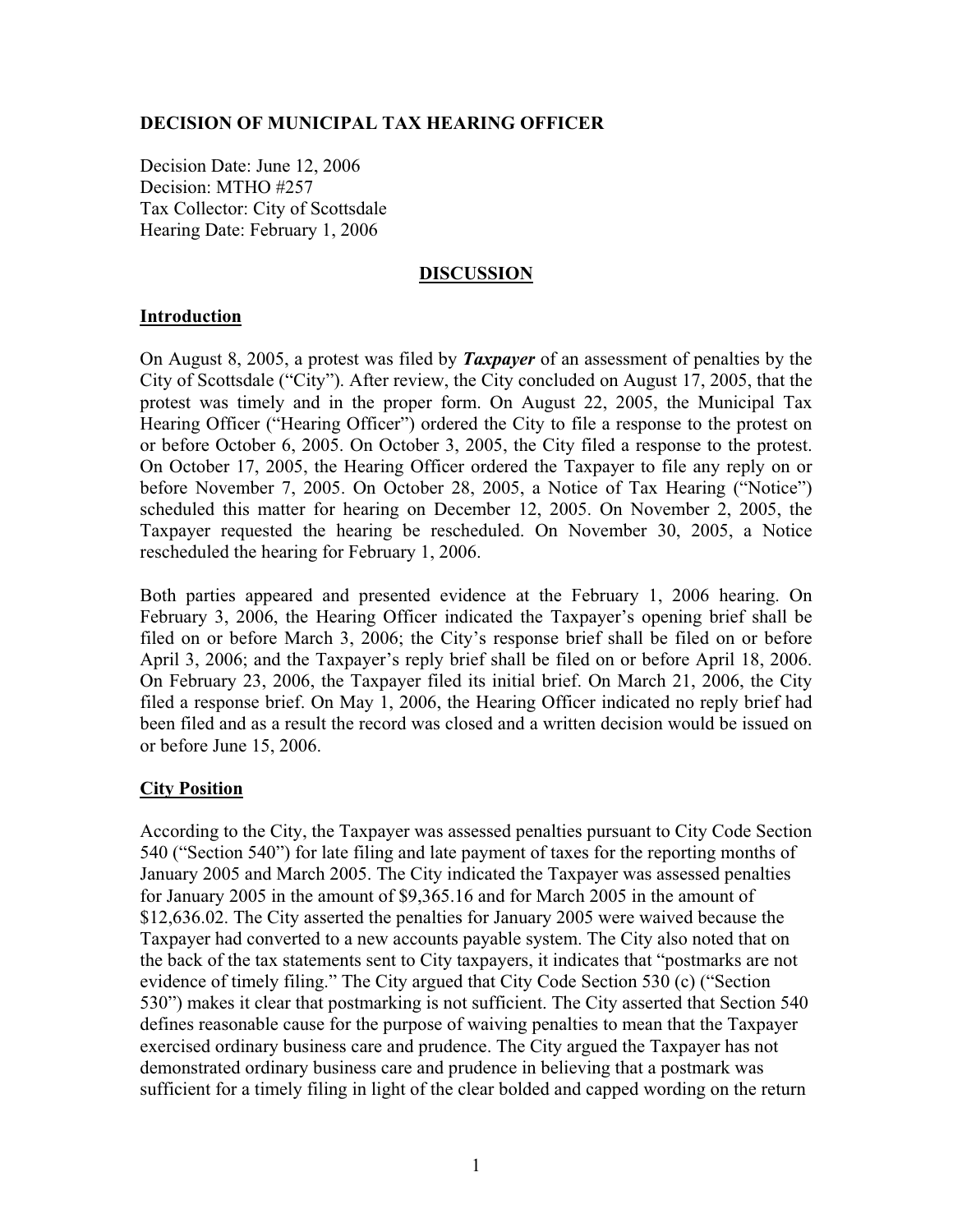**DECISION OF MUNICIPAL TAX HEARING OFFICER**

Decision Date: June 12, 2006
Decision: MTHO #257
Tax Collector: City of Scottsdale
Hearing Date: February 1, 2006

## DISCUSSION

### Introduction

On August 8, 2005, a protest was filed by ***Taxpayer*** of an assessment of penalties by the City of Scottsdale ("City"). After review, the City concluded on August 17, 2005, that the protest was timely and in the proper form. On August 22, 2005, the Municipal Tax Hearing Officer ("Hearing Officer") ordered the City to file a response to the protest on or before October 6, 2005. On October 3, 2005, the City filed a response to the protest. On October 17, 2005, the Hearing Officer ordered the Taxpayer to file any reply on or before November 7, 2005. On October 28, 2005, a Notice of Tax Hearing ("Notice") scheduled this matter for hearing on December 12, 2005. On November 2, 2005, the Taxpayer requested the hearing be rescheduled. On November 30, 2005, a Notice rescheduled the hearing for February 1, 2006.

Both parties appeared and presented evidence at the February 1, 2006 hearing. On February 3, 2006, the Hearing Officer indicated the Taxpayer's opening brief shall be filed on or before March 3, 2006; the City's response brief shall be filed on or before April 3, 2006; and the Taxpayer's reply brief shall be filed on or before April 18, 2006. On February 23, 2006, the Taxpayer filed its initial brief. On March 21, 2006, the City filed a response brief. On May 1, 2006, the Hearing Officer indicated no reply brief had been filed and as a result the record was closed and a written decision would be issued on or before June 15, 2006.

### City Position

According to the City, the Taxpayer was assessed penalties pursuant to City Code Section 540 ("Section 540") for late filing and late payment of taxes for the reporting months of January 2005 and March 2005. The City indicated the Taxpayer was assessed penalties for January 2005 in the amount of $9,365.16 and for March 2005 in the amount of $12,636.02. The City asserted the penalties for January 2005 were waived because the Taxpayer had converted to a new accounts payable system. The City also noted that on the back of the tax statements sent to City taxpayers, it indicates that "postmarks are not evidence of timely filing." The City argued that City Code Section 530 (c) ("Section 530") makes it clear that postmarking is not sufficient. The City asserted that Section 540 defines reasonable cause for the purpose of waiving penalties to mean that the Taxpayer exercised ordinary business care and prudence. The City argued the Taxpayer has not demonstrated ordinary business care and prudence in believing that a postmark was sufficient for a timely filing in light of the clear bolded and capped wording on the return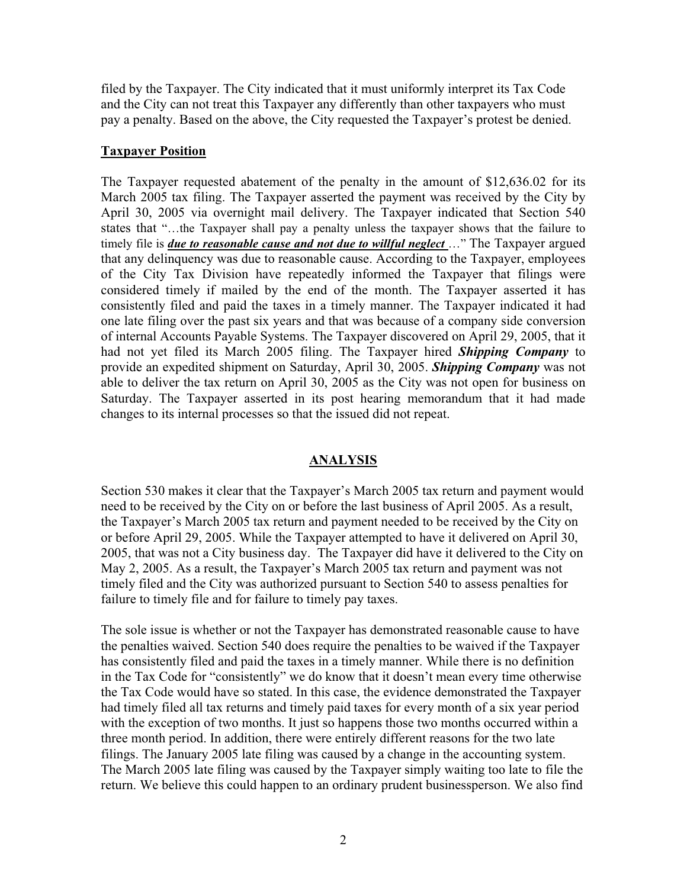filed by the Taxpayer. The City indicated that it must uniformly interpret its Tax Code and the City can not treat this Taxpayer any differently than other taxpayers who must pay a penalty. Based on the above, the City requested the Taxpayer's protest be denied.

**Taxpayer Position**

The Taxpayer requested abatement of the penalty in the amount of $12,636.02 for its March 2005 tax filing. The Taxpayer asserted the payment was received by the City by April 30, 2005 via overnight mail delivery. The Taxpayer indicated that Section 540 states that "…the Taxpayer shall pay a penalty unless the taxpayer shows that the failure to timely file is ***due to reasonable cause and not due to willful neglect*** …" The Taxpayer argued that any delinquency was due to reasonable cause. According to the Taxpayer, employees of the City Tax Division have repeatedly informed the Taxpayer that filings were considered timely if mailed by the end of the month. The Taxpayer asserted it has consistently filed and paid the taxes in a timely manner. The Taxpayer indicated it had one late filing over the past six years and that was because of a company side conversion of internal Accounts Payable Systems. The Taxpayer discovered on April 29, 2005, that it had not yet filed its March 2005 filing. The Taxpayer hired ***Shipping Company*** to provide an expedited shipment on Saturday, April 30, 2005. ***Shipping Company*** was not able to deliver the tax return on April 30, 2005 as the City was not open for business on Saturday. The Taxpayer asserted in its post hearing memorandum that it had made changes to its internal processes so that the issued did not repeat.

## ANALYSIS

Section 530 makes it clear that the Taxpayer's March 2005 tax return and payment would need to be received by the City on or before the last business of April 2005. As a result, the Taxpayer's March 2005 tax return and payment needed to be received by the City on or before April 29, 2005. While the Taxpayer attempted to have it delivered on April 30, 2005, that was not a City business day. The Taxpayer did have it delivered to the City on May 2, 2005. As a result, the Taxpayer's March 2005 tax return and payment was not timely filed and the City was authorized pursuant to Section 540 to assess penalties for failure to timely file and for failure to timely pay taxes.

The sole issue is whether or not the Taxpayer has demonstrated reasonable cause to have the penalties waived. Section 540 does require the penalties to be waived if the Taxpayer has consistently filed and paid the taxes in a timely manner. While there is no definition in the Tax Code for "consistently" we do know that it doesn't mean every time otherwise the Tax Code would have so stated. In this case, the evidence demonstrated the Taxpayer had timely filed all tax returns and timely paid taxes for every month of a six year period with the exception of two months. It just so happens those two months occurred within a three month period. In addition, there were entirely different reasons for the two late filings. The January 2005 late filing was caused by a change in the accounting system. The March 2005 late filing was caused by the Taxpayer simply waiting too late to file the return. We believe this could happen to an ordinary prudent businessperson. We also find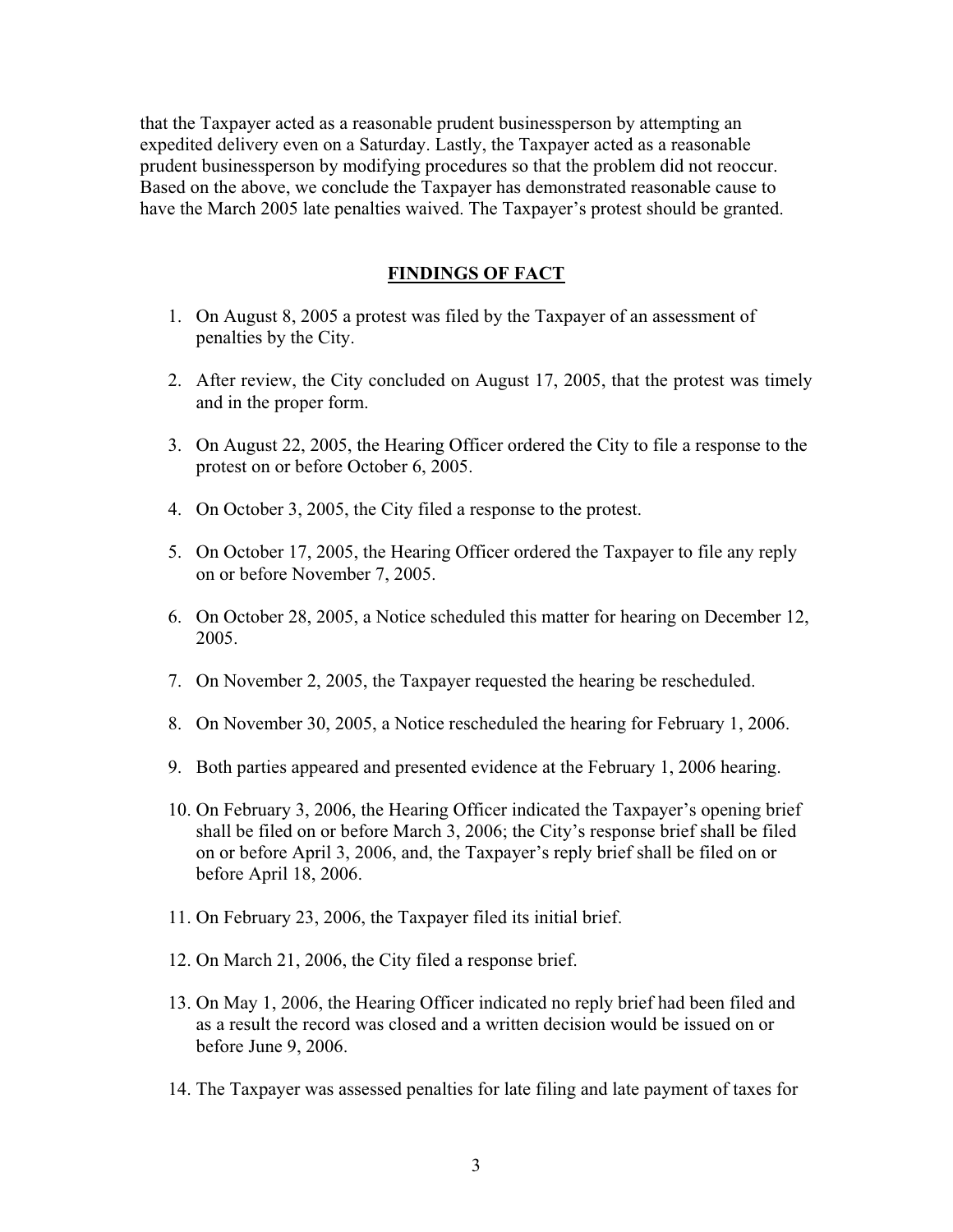that the Taxpayer acted as a reasonable prudent businessperson by attempting an expedited delivery even on a Saturday. Lastly, the Taxpayer acted as a reasonable prudent businessperson by modifying procedures so that the problem did not reoccur. Based on the above, we conclude the Taxpayer has demonstrated reasonable cause to have the March 2005 late penalties waived. The Taxpayer's protest should be granted.

## FINDINGS OF FACT

1. On August 8, 2005 a protest was filed by the Taxpayer of an assessment of penalties by the City.

2. After review, the City concluded on August 17, 2005, that the protest was timely and in the proper form.

3. On August 22, 2005, the Hearing Officer ordered the City to file a response to the protest on or before October 6, 2005.

4. On October 3, 2005, the City filed a response to the protest.

5. On October 17, 2005, the Hearing Officer ordered the Taxpayer to file any reply on or before November 7, 2005.

6. On October 28, 2005, a Notice scheduled this matter for hearing on December 12, 2005.

7. On November 2, 2005, the Taxpayer requested the hearing be rescheduled.

8. On November 30, 2005, a Notice rescheduled the hearing for February 1, 2006.

9. Both parties appeared and presented evidence at the February 1, 2006 hearing.

10. On February 3, 2006, the Hearing Officer indicated the Taxpayer's opening brief shall be filed on or before March 3, 2006; the City's response brief shall be filed on or before April 3, 2006, and, the Taxpayer's reply brief shall be filed on or before April 18, 2006.

11. On February 23, 2006, the Taxpayer filed its initial brief.

12. On March 21, 2006, the City filed a response brief.

13. On May 1, 2006, the Hearing Officer indicated no reply brief had been filed and as a result the record was closed and a written decision would be issued on or before June 9, 2006.

14. The Taxpayer was assessed penalties for late filing and late payment of taxes for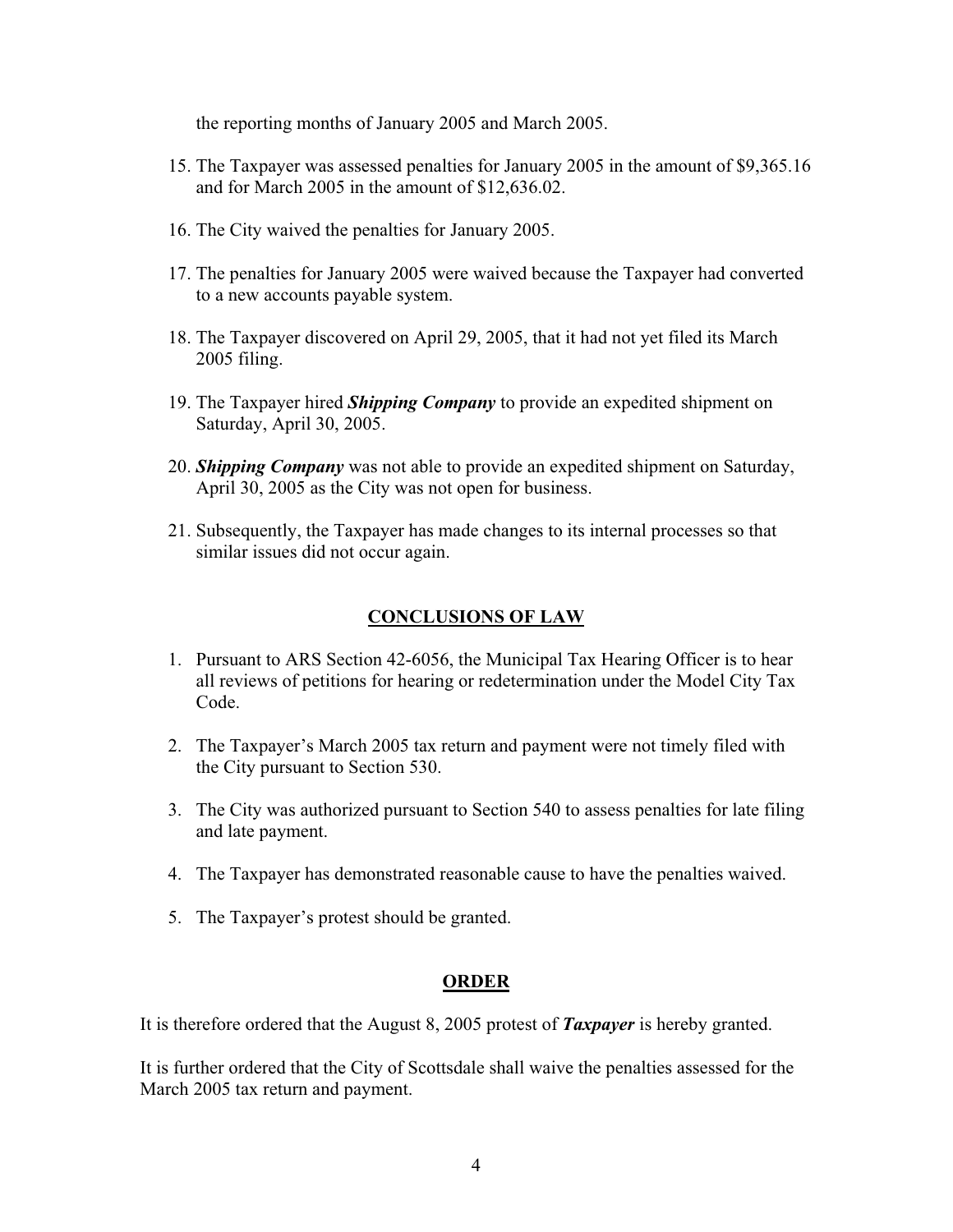the reporting months of January 2005 and March 2005.

15. The Taxpayer was assessed penalties for January 2005 in the amount of $9,365.16 and for March 2005 in the amount of $12,636.02.
16. The City waived the penalties for January 2005.
17. The penalties for January 2005 were waived because the Taxpayer had converted to a new accounts payable system.
18. The Taxpayer discovered on April 29, 2005, that it had not yet filed its March 2005 filing.
19. The Taxpayer hired ***Shipping Company*** to provide an expedited shipment on Saturday, April 30, 2005.
20. ***Shipping Company*** was not able to provide an expedited shipment on Saturday, April 30, 2005 as the City was not open for business.
21. Subsequently, the Taxpayer has made changes to its internal processes so that similar issues did not occur again.

## CONCLUSIONS OF LAW

1. Pursuant to ARS Section 42-6056, the Municipal Tax Hearing Officer is to hear all reviews of petitions for hearing or redetermination under the Model City Tax Code.
2. The Taxpayer's March 2005 tax return and payment were not timely filed with the City pursuant to Section 530.
3. The City was authorized pursuant to Section 540 to assess penalties for late filing and late payment.
4. The Taxpayer has demonstrated reasonable cause to have the penalties waived.
5. The Taxpayer's protest should be granted.

## ORDER

It is therefore ordered that the August 8, 2005 protest of ***Taxpayer*** is hereby granted.

It is further ordered that the City of Scottsdale shall waive the penalties assessed for the March 2005 tax return and payment.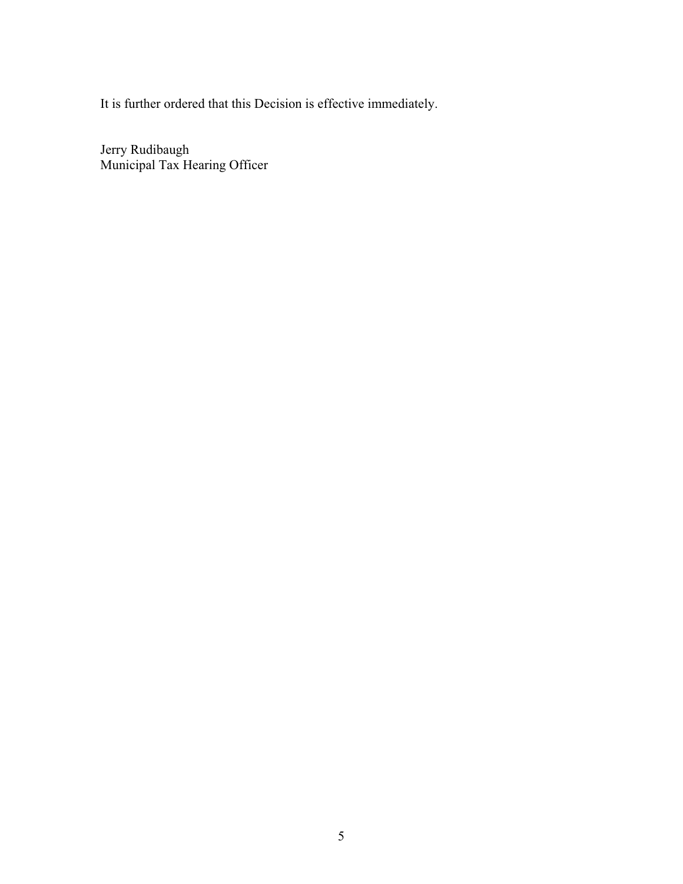It is further ordered that this Decision is effective immediately.

Jerry Rudibaugh
Municipal Tax Hearing Officer